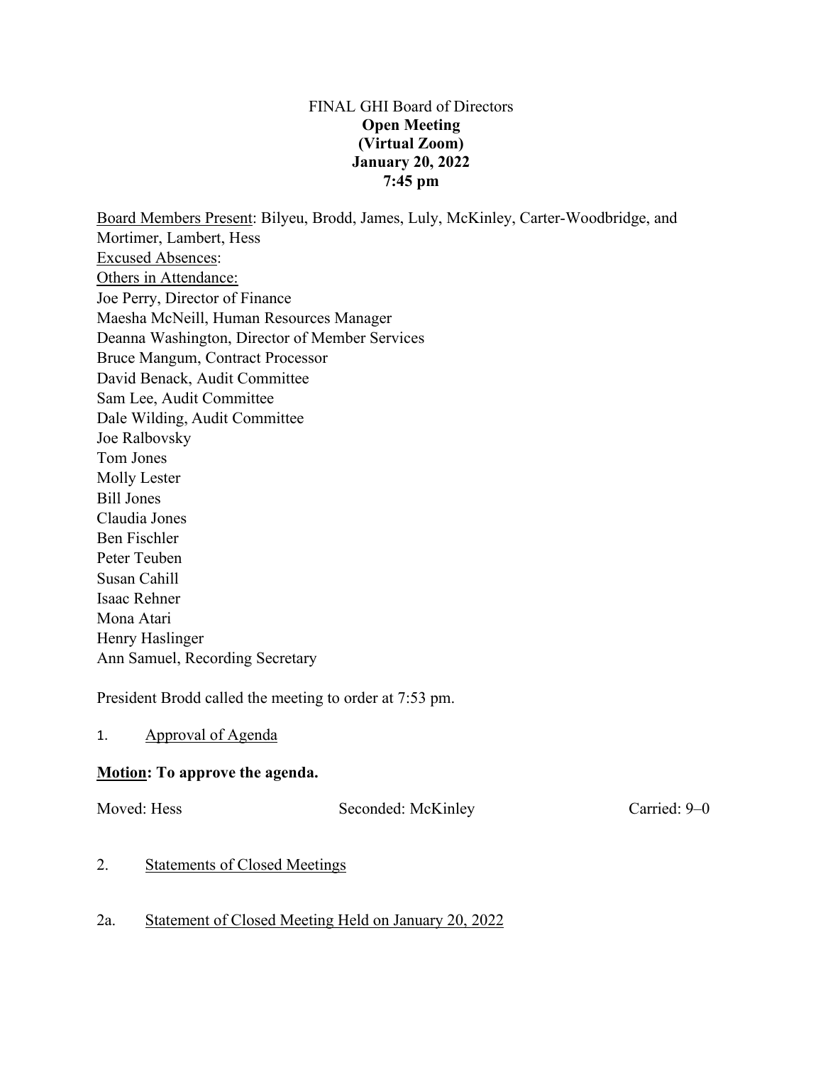FINAL GHI Board of Directors
**Open Meeting**
**(Virtual Zoom)**
**January 20, 2022**
**7:45 pm**

Board Members Present: Bilyeu, Brodd, James, Luly, McKinley, Carter-Woodbridge, and Mortimer, Lambert, Hess
Excused Absences:
Others in Attendance:
Joe Perry, Director of Finance
Maesha McNeill, Human Resources Manager
Deanna Washington, Director of Member Services
Bruce Mangum, Contract Processor
David Benack, Audit Committee
Sam Lee, Audit Committee
Dale Wilding, Audit Committee
Joe Ralbovsky
Tom Jones
Molly Lester
Bill Jones
Claudia Jones
Ben Fischler
Peter Teuben
Susan Cahill
Isaac Rehner
Mona Atari
Henry Haslinger
Ann Samuel, Recording Secretary

President Brodd called the meeting to order at 7:53 pm.

1. Approval of Agenda

**Motion: To approve the agenda.**

Moved: Hess Seconded: McKinley Carried: 9–0

2. Statements of Closed Meetings

2a. Statement of Closed Meeting Held on January 20, 2022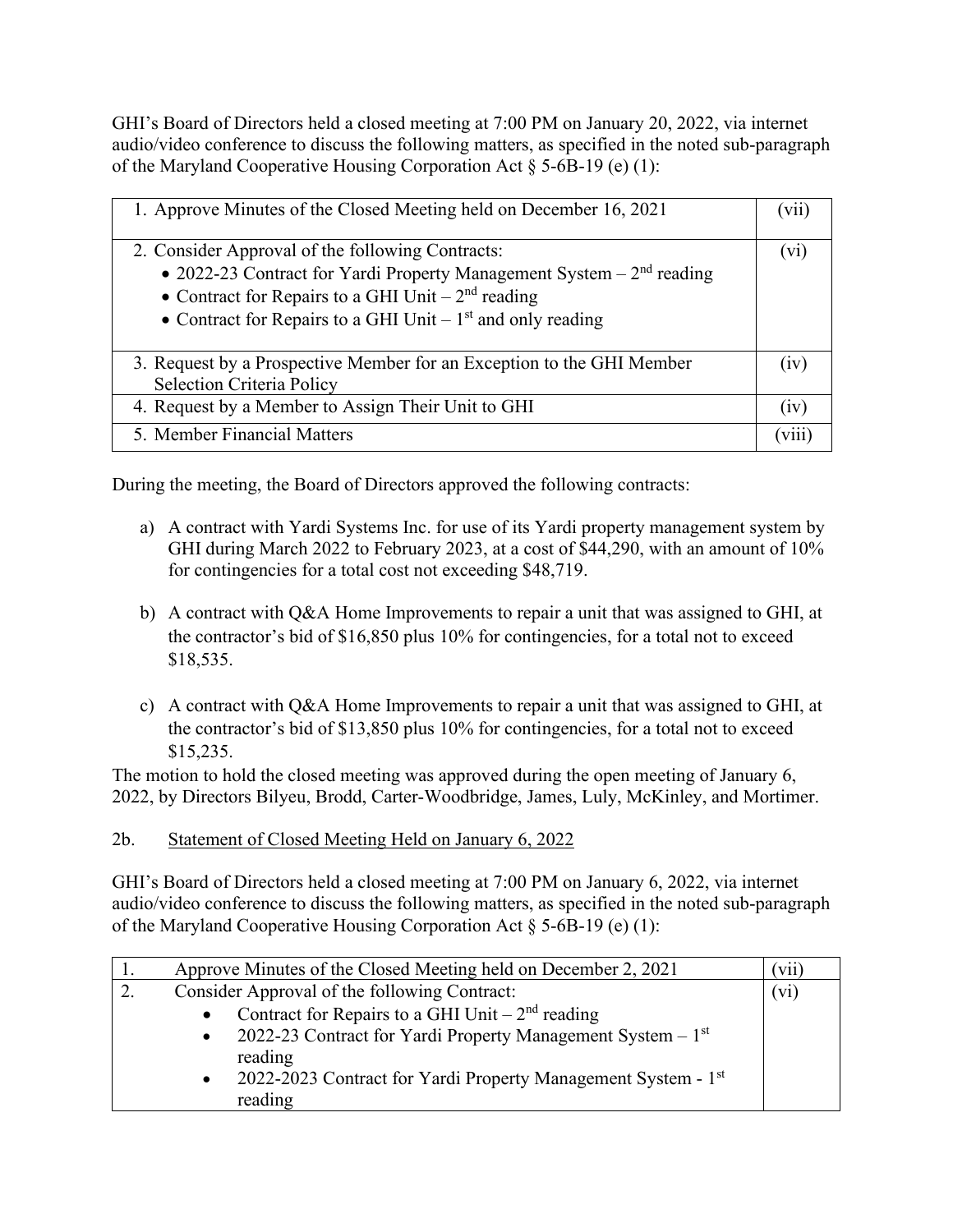GHI's Board of Directors held a closed meeting at 7:00 PM on January 20, 2022, via internet audio/video conference to discuss the following matters, as specified in the noted sub-paragraph of the Maryland Cooperative Housing Corporation Act § 5-6B-19 (e) (1):

| | |
|---|---|
| 1. Approve Minutes of the Closed Meeting held on December 16, 2021 | (vii) |
| 2. Consider Approval of the following Contracts:<br>• 2022-23 Contract for Yardi Property Management System – 2nd reading<br>• Contract for Repairs to a GHI Unit – 2nd reading<br>• Contract for Repairs to a GHI Unit – 1st and only reading | (vi) |
| 3. Request by a Prospective Member for an Exception to the GHI Member Selection Criteria Policy | (iv) |
| 4. Request by a Member to Assign Their Unit to GHI | (iv) |
| 5. Member Financial Matters | (viii) |

During the meeting, the Board of Directors approved the following contracts:

a) A contract with Yardi Systems Inc. for use of its Yardi property management system by GHI during March 2022 to February 2023, at a cost of $44,290, with an amount of 10% for contingencies for a total cost not exceeding $48,719.

b) A contract with Q&A Home Improvements to repair a unit that was assigned to GHI, at the contractor's bid of $16,850 plus 10% for contingencies, for a total not to exceed $18,535.

c) A contract with Q&A Home Improvements to repair a unit that was assigned to GHI, at the contractor's bid of $13,850 plus 10% for contingencies, for a total not to exceed $15,235.

The motion to hold the closed meeting was approved during the open meeting of January 6, 2022, by Directors Bilyeu, Brodd, Carter-Woodbridge, James, Luly, McKinley, and Mortimer.

2b. Statement of Closed Meeting Held on January 6, 2022

GHI's Board of Directors held a closed meeting at 7:00 PM on January 6, 2022, via internet audio/video conference to discuss the following matters, as specified in the noted sub-paragraph of the Maryland Cooperative Housing Corporation Act § 5-6B-19 (e) (1):

| | | |
|---|---|---|
| 1. | Approve Minutes of the Closed Meeting held on December 2, 2021 | (vii) |
| 2. | Consider Approval of the following Contract:<br>• Contract for Repairs to a GHI Unit – 2nd reading<br>• 2022-23 Contract for Yardi Property Management System – 1st reading<br>• 2022-2023 Contract for Yardi Property Management System - 1st reading | (vi) |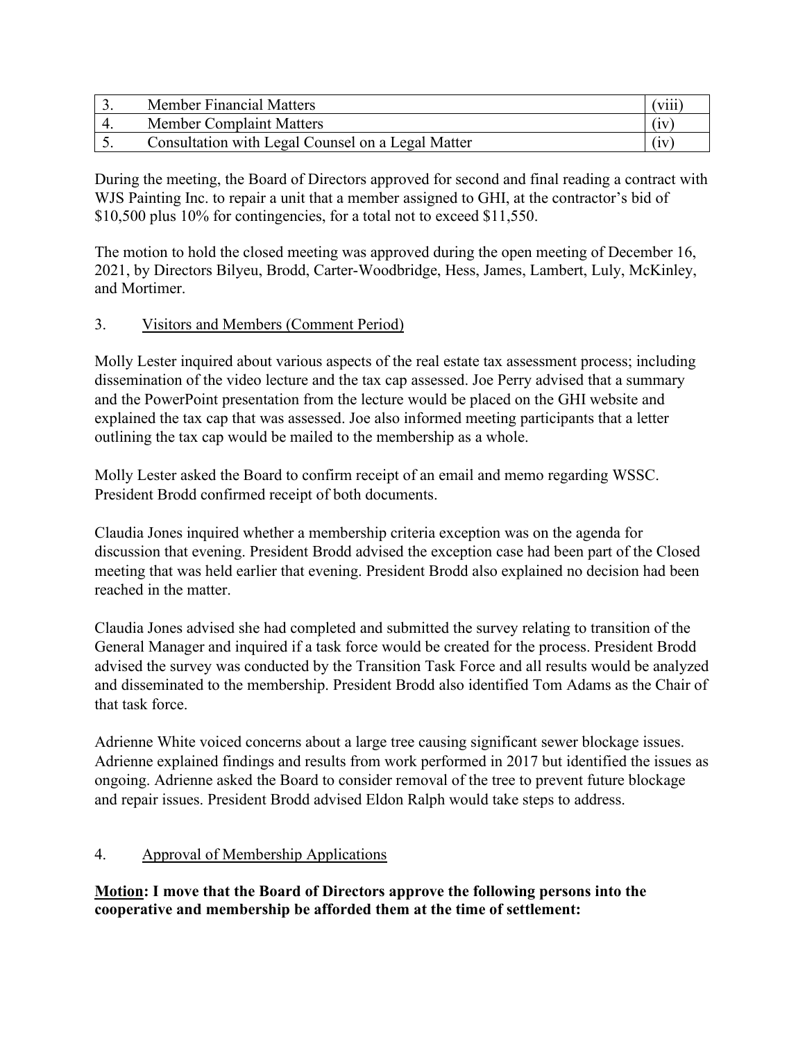| 3. | Member Financial Matters | (viii) |
|---|---|---|
| 4. | Member Complaint Matters | (iv) |
| 5. | Consultation with Legal Counsel on a Legal Matter | (iv) |

During the meeting, the Board of Directors approved for second and final reading a contract with WJS Painting Inc. to repair a unit that a member assigned to GHI, at the contractor's bid of $10,500 plus 10% for contingencies, for a total not to exceed $11,550.

The motion to hold the closed meeting was approved during the open meeting of December 16, 2021, by Directors Bilyeu, Brodd, Carter-Woodbridge, Hess, James, Lambert, Luly, McKinley, and Mortimer.

3. Visitors and Members (Comment Period)

Molly Lester inquired about various aspects of the real estate tax assessment process; including dissemination of the video lecture and the tax cap assessed. Joe Perry advised that a summary and the PowerPoint presentation from the lecture would be placed on the GHI website and explained the tax cap that was assessed. Joe also informed meeting participants that a letter outlining the tax cap would be mailed to the membership as a whole.

Molly Lester asked the Board to confirm receipt of an email and memo regarding WSSC. President Brodd confirmed receipt of both documents.

Claudia Jones inquired whether a membership criteria exception was on the agenda for discussion that evening. President Brodd advised the exception case had been part of the Closed meeting that was held earlier that evening. President Brodd also explained no decision had been reached in the matter.

Claudia Jones advised she had completed and submitted the survey relating to transition of the General Manager and inquired if a task force would be created for the process. President Brodd advised the survey was conducted by the Transition Task Force and all results would be analyzed and disseminated to the membership. President Brodd also identified Tom Adams as the Chair of that task force.

Adrienne White voiced concerns about a large tree causing significant sewer blockage issues. Adrienne explained findings and results from work performed in 2017 but identified the issues as ongoing. Adrienne asked the Board to consider removal of the tree to prevent future blockage and repair issues. President Brodd advised Eldon Ralph would take steps to address.

4. Approval of Membership Applications

**Motion: I move that the Board of Directors approve the following persons into the cooperative and membership be afforded them at the time of settlement:**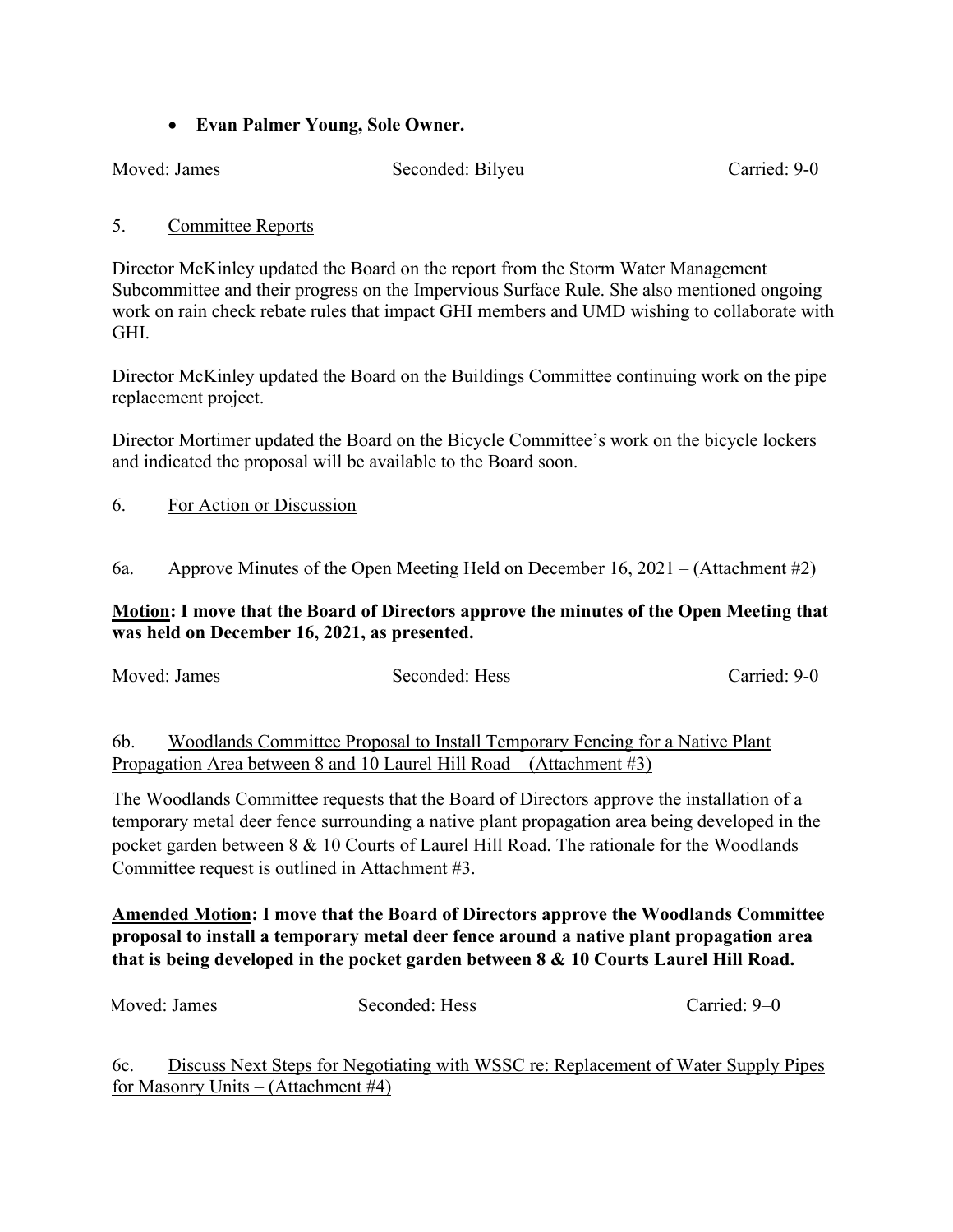- **Evan Palmer Young, Sole Owner.**

Moved: James Seconded: Bilyeu Carried: 9-0

5. Committee Reports

Director McKinley updated the Board on the report from the Storm Water Management Subcommittee and their progress on the Impervious Surface Rule. She also mentioned ongoing work on rain check rebate rules that impact GHI members and UMD wishing to collaborate with GHI.

Director McKinley updated the Board on the Buildings Committee continuing work on the pipe replacement project.

Director Mortimer updated the Board on the Bicycle Committee's work on the bicycle lockers and indicated the proposal will be available to the Board soon.

6. For Action or Discussion

6a. Approve Minutes of the Open Meeting Held on December 16, 2021 – (Attachment #2)

**Motion: I move that the Board of Directors approve the minutes of the Open Meeting that was held on December 16, 2021, as presented.**

Moved: James Seconded: Hess Carried: 9-0

6b. Woodlands Committee Proposal to Install Temporary Fencing for a Native Plant Propagation Area between 8 and 10 Laurel Hill Road – (Attachment #3)

The Woodlands Committee requests that the Board of Directors approve the installation of a temporary metal deer fence surrounding a native plant propagation area being developed in the pocket garden between 8 & 10 Courts of Laurel Hill Road. The rationale for the Woodlands Committee request is outlined in Attachment #3.

**Amended Motion: I move that the Board of Directors approve the Woodlands Committee proposal to install a temporary metal deer fence around a native plant propagation area that is being developed in the pocket garden between 8 & 10 Courts Laurel Hill Road.**

Moved: James Seconded: Hess Carried: 9–0

6c. Discuss Next Steps for Negotiating with WSSC re: Replacement of Water Supply Pipes for Masonry Units – (Attachment #4)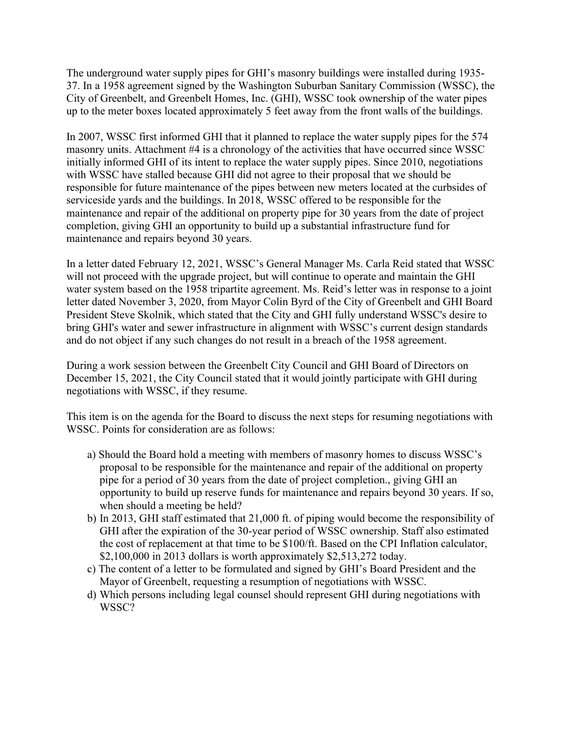The underground water supply pipes for GHI's masonry buildings were installed during 1935-37. In a 1958 agreement signed by the Washington Suburban Sanitary Commission (WSSC), the City of Greenbelt, and Greenbelt Homes, Inc. (GHI), WSSC took ownership of the water pipes up to the meter boxes located approximately 5 feet away from the front walls of the buildings.

In 2007, WSSC first informed GHI that it planned to replace the water supply pipes for the 574 masonry units. Attachment #4 is a chronology of the activities that have occurred since WSSC initially informed GHI of its intent to replace the water supply pipes. Since 2010, negotiations with WSSC have stalled because GHI did not agree to their proposal that we should be responsible for future maintenance of the pipes between new meters located at the curbsides of serviceside yards and the buildings. In 2018, WSSC offered to be responsible for the maintenance and repair of the additional on property pipe for 30 years from the date of project completion, giving GHI an opportunity to build up a substantial infrastructure fund for maintenance and repairs beyond 30 years.

In a letter dated February 12, 2021, WSSC's General Manager Ms. Carla Reid stated that WSSC will not proceed with the upgrade project, but will continue to operate and maintain the GHI water system based on the 1958 tripartite agreement. Ms. Reid's letter was in response to a joint letter dated November 3, 2020, from Mayor Colin Byrd of the City of Greenbelt and GHI Board President Steve Skolnik, which stated that the City and GHI fully understand WSSC's desire to bring GHI's water and sewer infrastructure in alignment with WSSC's current design standards and do not object if any such changes do not result in a breach of the 1958 agreement.

During a work session between the Greenbelt City Council and GHI Board of Directors on December 15, 2021, the City Council stated that it would jointly participate with GHI during negotiations with WSSC, if they resume.

This item is on the agenda for the Board to discuss the next steps for resuming negotiations with WSSC. Points for consideration are as follows:

a) Should the Board hold a meeting with members of masonry homes to discuss WSSC's proposal to be responsible for the maintenance and repair of the additional on property pipe for a period of 30 years from the date of project completion., giving GHI an opportunity to build up reserve funds for maintenance and repairs beyond 30 years. If so, when should a meeting be held?
b) In 2013, GHI staff estimated that 21,000 ft. of piping would become the responsibility of GHI after the expiration of the 30-year period of WSSC ownership. Staff also estimated the cost of replacement at that time to be $100/ft. Based on the CPI Inflation calculator, $2,100,000 in 2013 dollars is worth approximately $2,513,272 today.
c) The content of a letter to be formulated and signed by GHI's Board President and the Mayor of Greenbelt, requesting a resumption of negotiations with WSSC.
d) Which persons including legal counsel should represent GHI during negotiations with WSSC?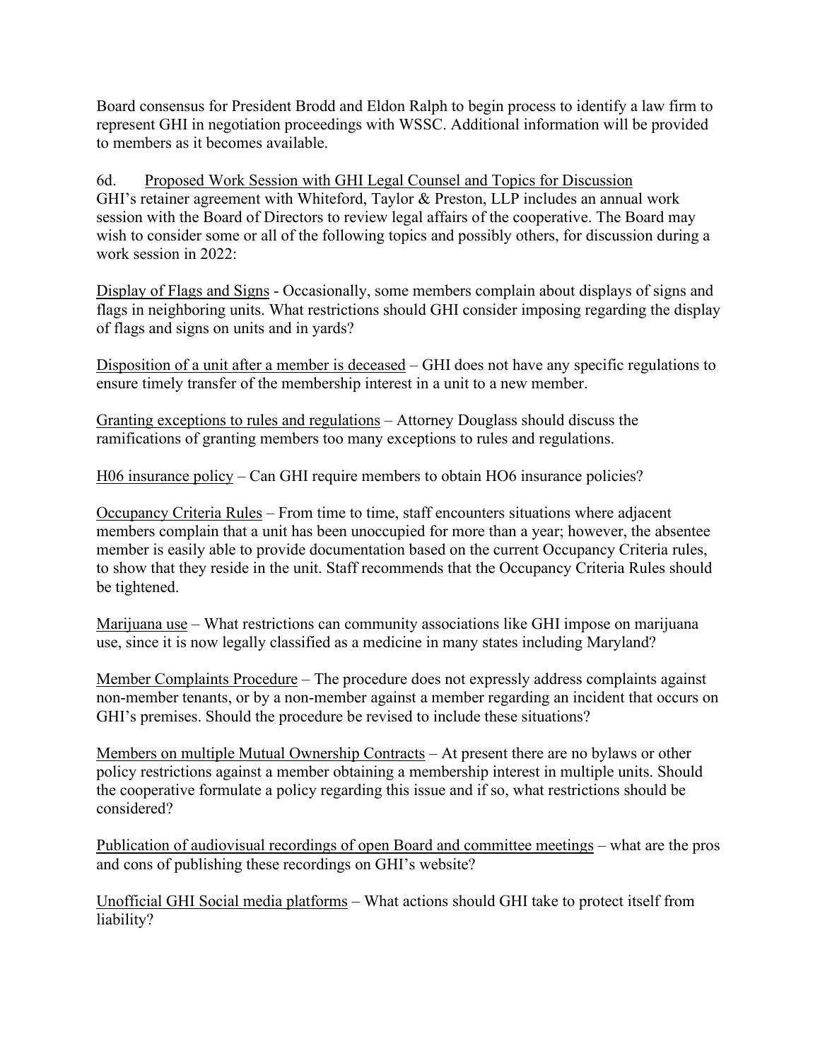Board consensus for President Brodd and Eldon Ralph to begin process to identify a law firm to represent GHI in negotiation proceedings with WSSC. Additional information will be provided to members as it becomes available.

6d. Proposed Work Session with GHI Legal Counsel and Topics for Discussion

GHI's retainer agreement with Whiteford, Taylor & Preston, LLP includes an annual work session with the Board of Directors to review legal affairs of the cooperative. The Board may wish to consider some or all of the following topics and possibly others, for discussion during a work session in 2022:

Display of Flags and Signs - Occasionally, some members complain about displays of signs and flags in neighboring units. What restrictions should GHI consider imposing regarding the display of flags and signs on units and in yards?

Disposition of a unit after a member is deceased – GHI does not have any specific regulations to ensure timely transfer of the membership interest in a unit to a new member.

Granting exceptions to rules and regulations – Attorney Douglass should discuss the ramifications of granting members too many exceptions to rules and regulations.

H06 insurance policy – Can GHI require members to obtain HO6 insurance policies?

Occupancy Criteria Rules – From time to time, staff encounters situations where adjacent members complain that a unit has been unoccupied for more than a year; however, the absentee member is easily able to provide documentation based on the current Occupancy Criteria rules, to show that they reside in the unit. Staff recommends that the Occupancy Criteria Rules should be tightened.

Marijuana use – What restrictions can community associations like GHI impose on marijuana use, since it is now legally classified as a medicine in many states including Maryland?

Member Complaints Procedure – The procedure does not expressly address complaints against non-member tenants, or by a non-member against a member regarding an incident that occurs on GHI's premises. Should the procedure be revised to include these situations?

Members on multiple Mutual Ownership Contracts – At present there are no bylaws or other policy restrictions against a member obtaining a membership interest in multiple units. Should the cooperative formulate a policy regarding this issue and if so, what restrictions should be considered?

Publication of audiovisual recordings of open Board and committee meetings – what are the pros and cons of publishing these recordings on GHI's website?

Unofficial GHI Social media platforms – What actions should GHI take to protect itself from liability?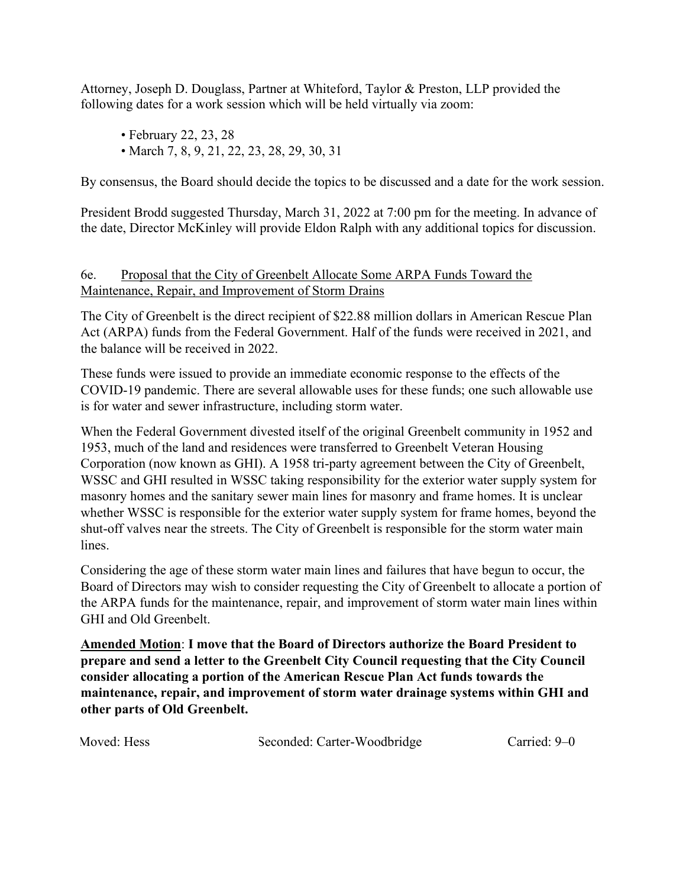Attorney, Joseph D. Douglass, Partner at Whiteford, Taylor & Preston, LLP provided the following dates for a work session which will be held virtually via zoom:

- February 22, 23, 28
- March 7, 8, 9, 21, 22, 23, 28, 29, 30, 31

By consensus, the Board should decide the topics to be discussed and a date for the work session.

President Brodd suggested Thursday, March 31, 2022 at 7:00 pm for the meeting. In advance of the date, Director McKinley will provide Eldon Ralph with any additional topics for discussion.

6e. Proposal that the City of Greenbelt Allocate Some ARPA Funds Toward the Maintenance, Repair, and Improvement of Storm Drains

The City of Greenbelt is the direct recipient of $22.88 million dollars in American Rescue Plan Act (ARPA) funds from the Federal Government. Half of the funds were received in 2021, and the balance will be received in 2022.

These funds were issued to provide an immediate economic response to the effects of the COVID-19 pandemic. There are several allowable uses for these funds; one such allowable use is for water and sewer infrastructure, including storm water.

When the Federal Government divested itself of the original Greenbelt community in 1952 and 1953, much of the land and residences were transferred to Greenbelt Veteran Housing Corporation (now known as GHI). A 1958 tri-party agreement between the City of Greenbelt, WSSC and GHI resulted in WSSC taking responsibility for the exterior water supply system for masonry homes and the sanitary sewer main lines for masonry and frame homes. It is unclear whether WSSC is responsible for the exterior water supply system for frame homes, beyond the shut-off valves near the streets. The City of Greenbelt is responsible for the storm water main lines.

Considering the age of these storm water main lines and failures that have begun to occur, the Board of Directors may wish to consider requesting the City of Greenbelt to allocate a portion of the ARPA funds for the maintenance, repair, and improvement of storm water main lines within GHI and Old Greenbelt.

**Amended Motion**: **I move that the Board of Directors authorize the Board President to prepare and send a letter to the Greenbelt City Council requesting that the City Council consider allocating a portion of the American Rescue Plan Act funds towards the maintenance, repair, and improvement of storm water drainage systems within GHI and other parts of Old Greenbelt.**

Moved: Hess    Seconded: Carter-Woodbridge    Carried: 9–0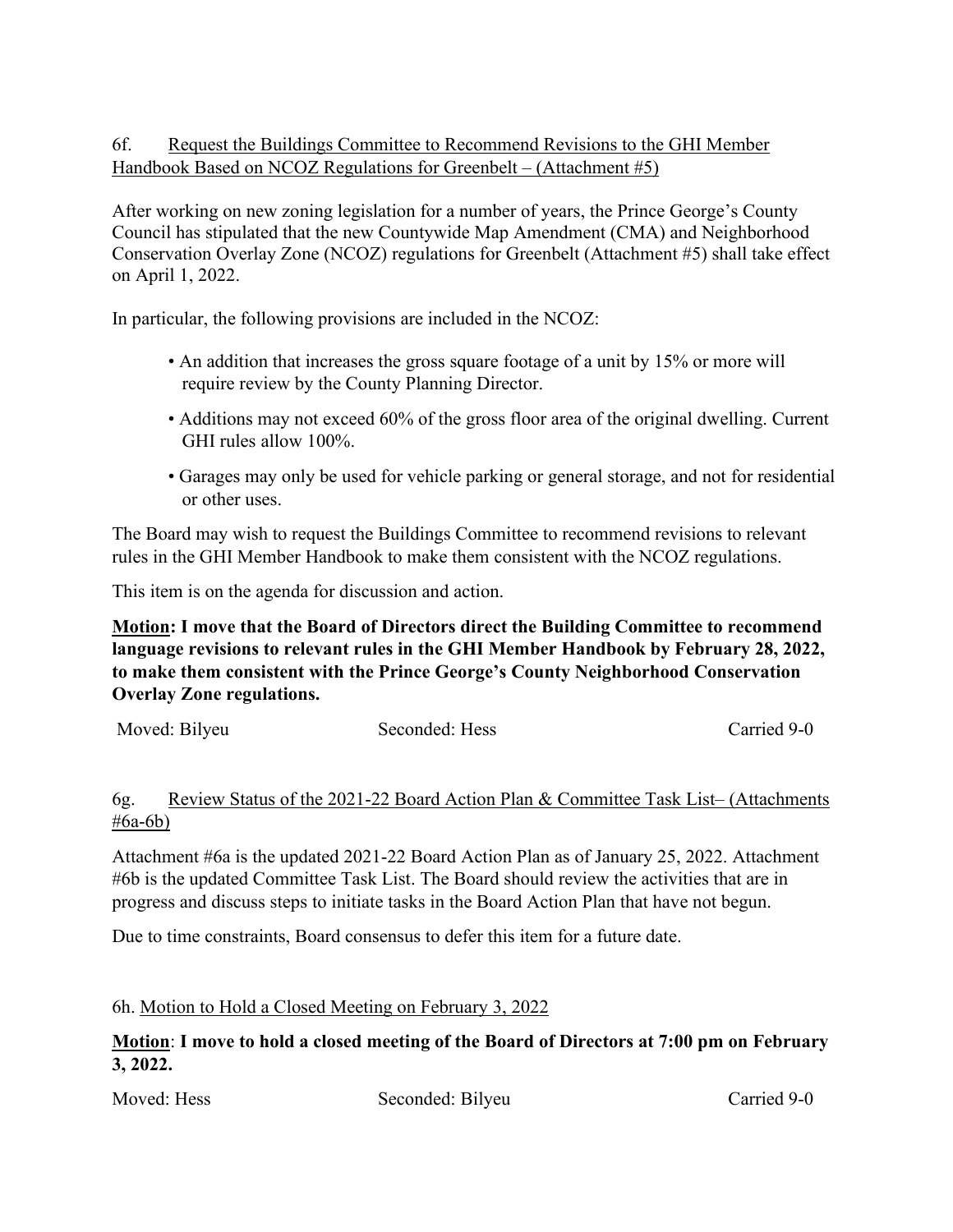6f. Request the Buildings Committee to Recommend Revisions to the GHI Member Handbook Based on NCOZ Regulations for Greenbelt – (Attachment #5)

After working on new zoning legislation for a number of years, the Prince George's County Council has stipulated that the new Countywide Map Amendment (CMA) and Neighborhood Conservation Overlay Zone (NCOZ) regulations for Greenbelt (Attachment #5) shall take effect on April 1, 2022.

In particular, the following provisions are included in the NCOZ:

- An addition that increases the gross square footage of a unit by 15% or more will require review by the County Planning Director.
- Additions may not exceed 60% of the gross floor area of the original dwelling. Current GHI rules allow 100%.
- Garages may only be used for vehicle parking or general storage, and not for residential or other uses.

The Board may wish to request the Buildings Committee to recommend revisions to relevant rules in the GHI Member Handbook to make them consistent with the NCOZ regulations.

This item is on the agenda for discussion and action.

**Motion: I move that the Board of Directors direct the Building Committee to recommend language revisions to relevant rules in the GHI Member Handbook by February 28, 2022, to make them consistent with the Prince George's County Neighborhood Conservation Overlay Zone regulations.**

Moved: Bilyeu Seconded: Hess Carried 9-0

6g. Review Status of the 2021-22 Board Action Plan & Committee Task List– (Attachments #6a-6b)

Attachment #6a is the updated 2021-22 Board Action Plan as of January 25, 2022. Attachment #6b is the updated Committee Task List. The Board should review the activities that are in progress and discuss steps to initiate tasks in the Board Action Plan that have not begun.

Due to time constraints, Board consensus to defer this item for a future date.

6h. Motion to Hold a Closed Meeting on February 3, 2022

**Motion**: **I move to hold a closed meeting of the Board of Directors at 7:00 pm on February 3, 2022.**

Moved: Hess Seconded: Bilyeu Carried 9-0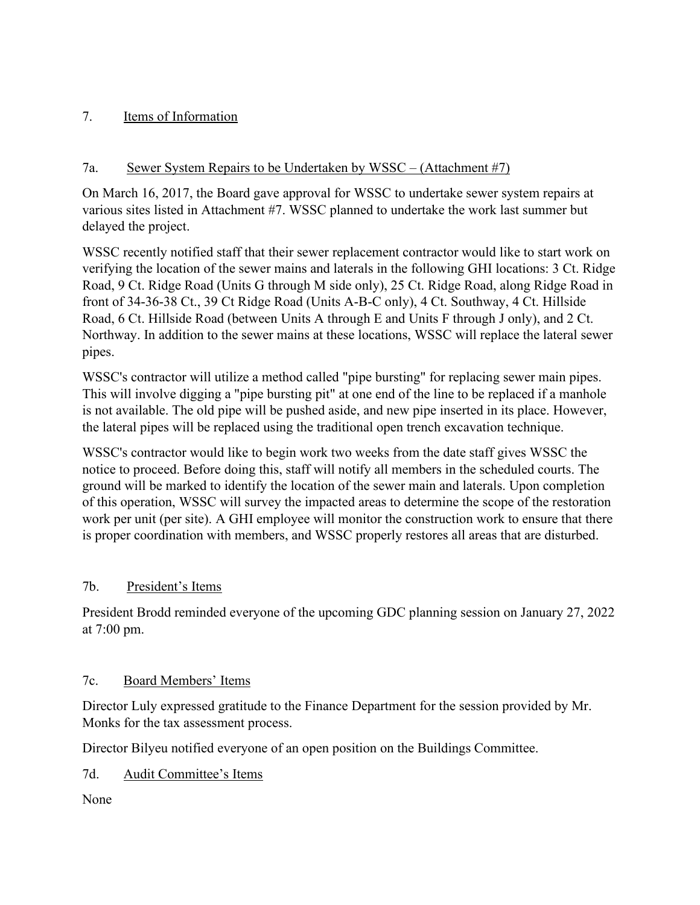## 7. Items of Information

### 7a. Sewer System Repairs to be Undertaken by WSSC – (Attachment #7)

On March 16, 2017, the Board gave approval for WSSC to undertake sewer system repairs at various sites listed in Attachment #7. WSSC planned to undertake the work last summer but delayed the project.

WSSC recently notified staff that their sewer replacement contractor would like to start work on verifying the location of the sewer mains and laterals in the following GHI locations: 3 Ct. Ridge Road, 9 Ct. Ridge Road (Units G through M side only), 25 Ct. Ridge Road, along Ridge Road in front of 34-36-38 Ct., 39 Ct Ridge Road (Units A-B-C only), 4 Ct. Southway, 4 Ct. Hillside Road, 6 Ct. Hillside Road (between Units A through E and Units F through J only), and 2 Ct. Northway. In addition to the sewer mains at these locations, WSSC will replace the lateral sewer pipes.

WSSC's contractor will utilize a method called "pipe bursting" for replacing sewer main pipes. This will involve digging a "pipe bursting pit" at one end of the line to be replaced if a manhole is not available. The old pipe will be pushed aside, and new pipe inserted in its place. However, the lateral pipes will be replaced using the traditional open trench excavation technique.

WSSC's contractor would like to begin work two weeks from the date staff gives WSSC the notice to proceed. Before doing this, staff will notify all members in the scheduled courts. The ground will be marked to identify the location of the sewer main and laterals. Upon completion of this operation, WSSC will survey the impacted areas to determine the scope of the restoration work per unit (per site). A GHI employee will monitor the construction work to ensure that there is proper coordination with members, and WSSC properly restores all areas that are disturbed.

### 7b. President's Items

President Brodd reminded everyone of the upcoming GDC planning session on January 27, 2022 at 7:00 pm.

### 7c. Board Members' Items

Director Luly expressed gratitude to the Finance Department for the session provided by Mr. Monks for the tax assessment process.

Director Bilyeu notified everyone of an open position on the Buildings Committee.

### 7d. Audit Committee's Items

None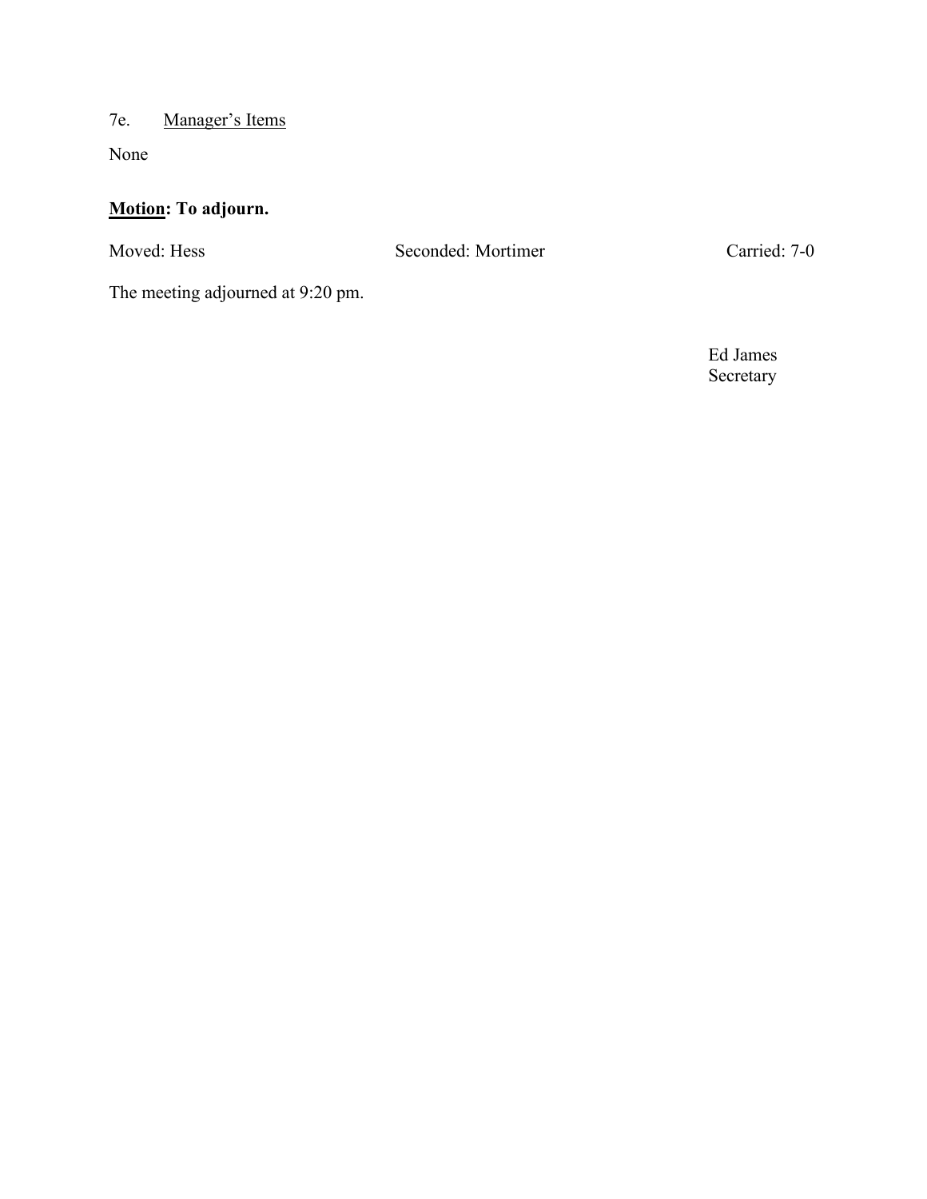7e. Manager's Items

None

**Motion: To adjourn.**

Moved: Hess Seconded: Mortimer Carried: 7-0

The meeting adjourned at 9:20 pm.

Ed James
Secretary